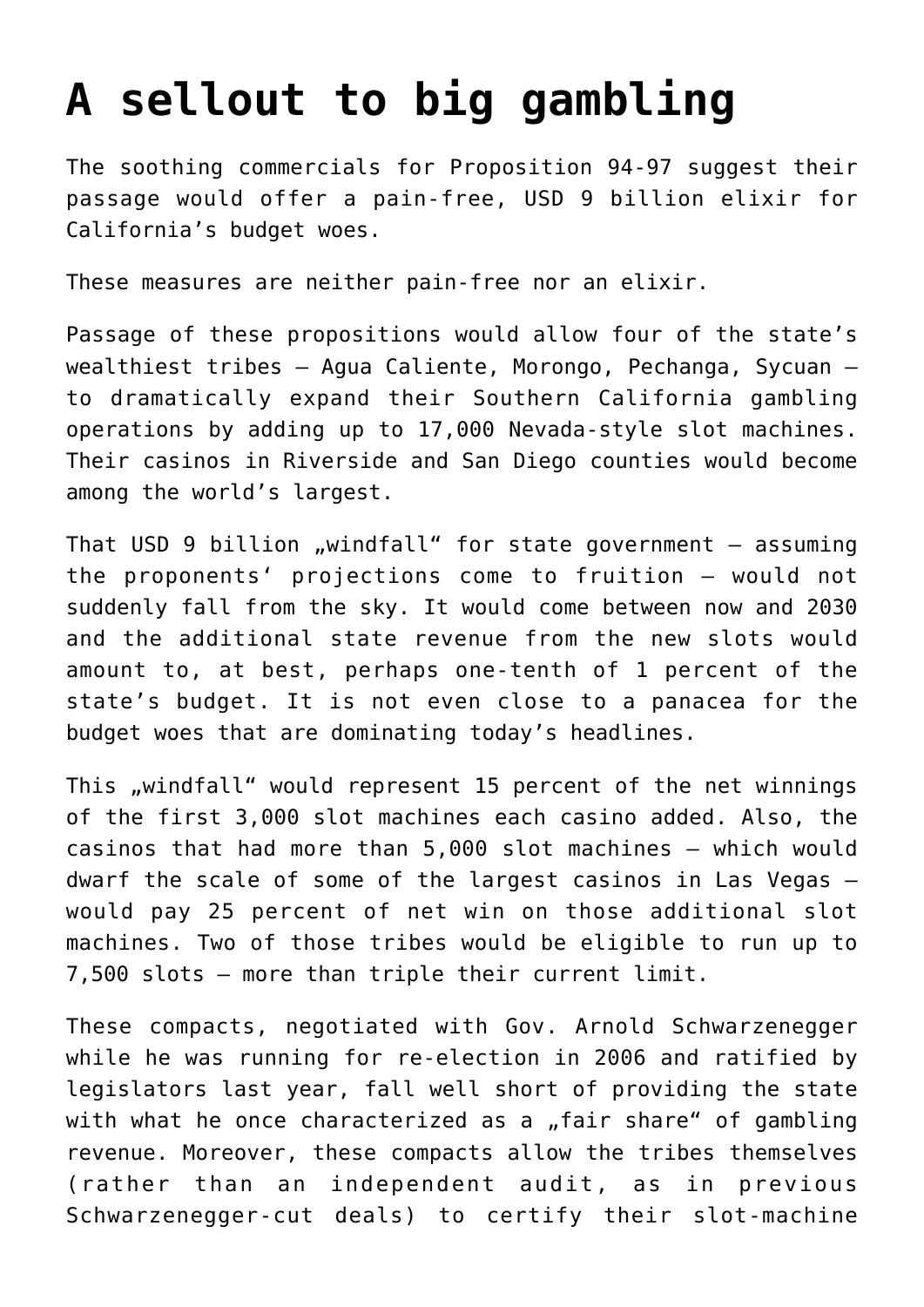# A sellout to big gambling

The soothing commercials for Proposition 94-97 suggest their passage would offer a pain-free, USD 9 billion elixir for California's budget woes.

These measures are neither pain-free nor an elixir.

Passage of these propositions would allow four of the state's wealthiest tribes – Agua Caliente, Morongo, Pechanga, Sycuan – to dramatically expand their Southern California gambling operations by adding up to 17,000 Nevada-style slot machines. Their casinos in Riverside and San Diego counties would become among the world's largest.

That USD 9 billion „windfall" for state government – assuming the proponents' projections come to fruition – would not suddenly fall from the sky. It would come between now and 2030 and the additional state revenue from the new slots would amount to, at best, perhaps one-tenth of 1 percent of the state's budget. It is not even close to a panacea for the budget woes that are dominating today's headlines.

This „windfall" would represent 15 percent of the net winnings of the first 3,000 slot machines each casino added. Also, the casinos that had more than 5,000 slot machines – which would dwarf the scale of some of the largest casinos in Las Vegas – would pay 25 percent of net win on those additional slot machines. Two of those tribes would be eligible to run up to 7,500 slots – more than triple their current limit.

These compacts, negotiated with Gov. Arnold Schwarzenegger while he was running for re-election in 2006 and ratified by legislators last year, fall well short of providing the state with what he once characterized as a „fair share" of gambling revenue. Moreover, these compacts allow the tribes themselves (rather than an independent audit, as in previous Schwarzenegger-cut deals) to certify their slot-machine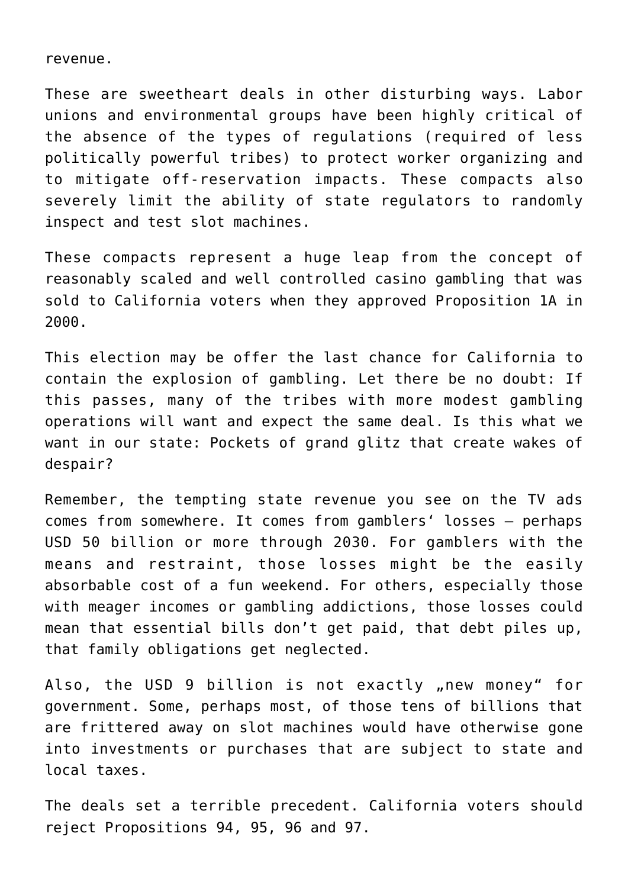revenue.

These are sweetheart deals in other disturbing ways. Labor unions and environmental groups have been highly critical of the absence of the types of regulations (required of less politically powerful tribes) to protect worker organizing and to mitigate off-reservation impacts. These compacts also severely limit the ability of state regulators to randomly inspect and test slot machines.

These compacts represent a huge leap from the concept of reasonably scaled and well controlled casino gambling that was sold to California voters when they approved Proposition 1A in 2000.

This election may be offer the last chance for California to contain the explosion of gambling. Let there be no doubt: If this passes, many of the tribes with more modest gambling operations will want and expect the same deal. Is this what we want in our state: Pockets of grand glitz that create wakes of despair?

Remember, the tempting state revenue you see on the TV ads comes from somewhere. It comes from gamblers' losses – perhaps USD 50 billion or more through 2030. For gamblers with the means and restraint, those losses might be the easily absorbable cost of a fun weekend. For others, especially those with meager incomes or gambling addictions, those losses could mean that essential bills don't get paid, that debt piles up, that family obligations get neglected.

Also, the USD 9 billion is not exactly „new money" for government. Some, perhaps most, of those tens of billions that are frittered away on slot machines would have otherwise gone into investments or purchases that are subject to state and local taxes.

The deals set a terrible precedent. California voters should reject Propositions 94, 95, 96 and 97.